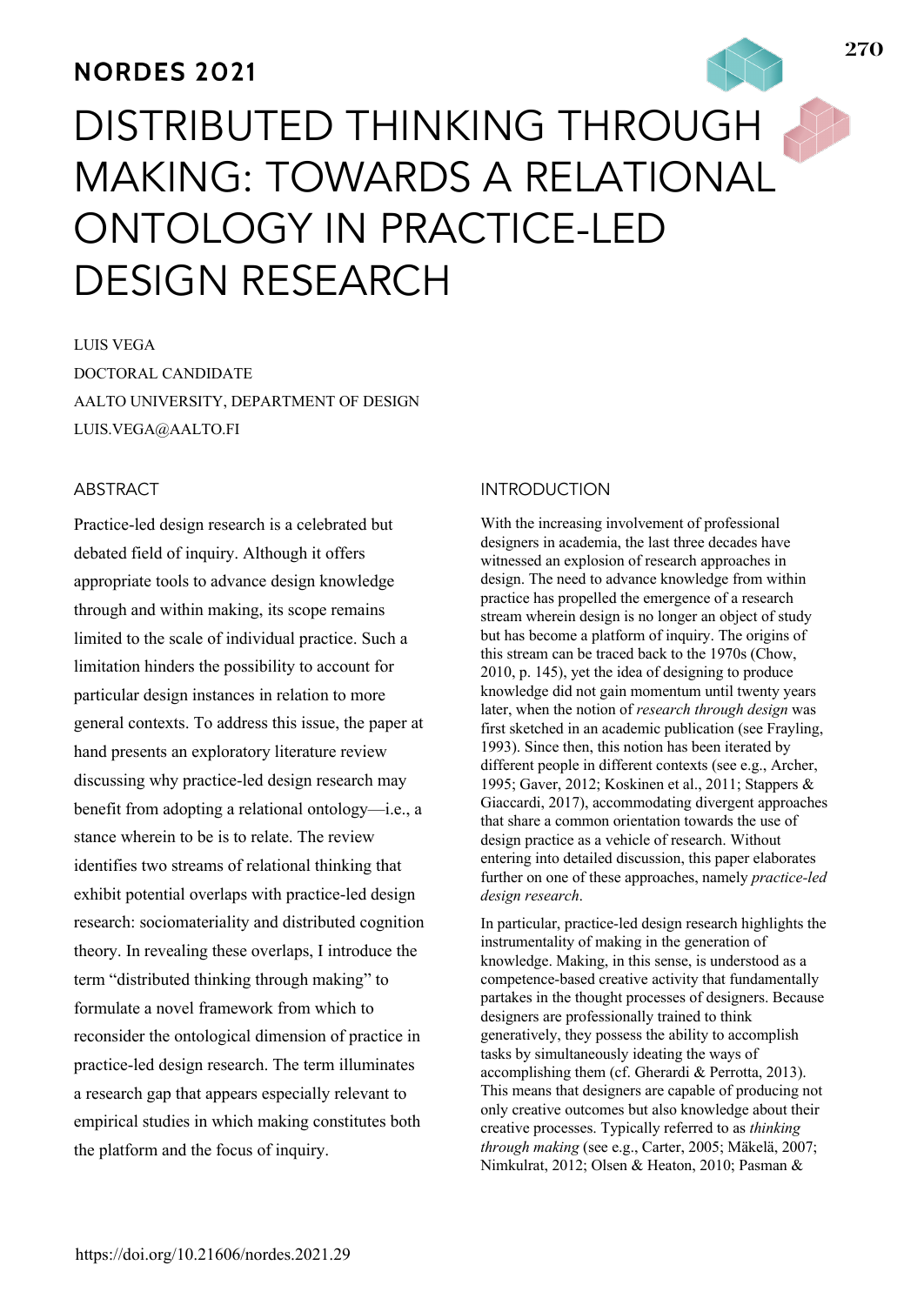**NORDES 2021**

# DISTRIBUTED THINKING THROUGH MAKING: TOWARDS A RELATIONAL ONTOLOGY IN PRACTICE-LED DESIGN RESEARCH

LUIS VEGA

DOCTORAL CANDIDATE

AALTO UNIVERSITY, DEPARTMENT OF DESIGN

LUIS.VEGA@AALTO.FI

## ABSTRACT

Practice-led design research is a celebrated but debated field of inquiry. Although it offers appropriate tools to advance design knowledge through and within making, its scope remains limited to the scale of individual practice. Such a limitation hinders the possibility to account for particular design instances in relation to more general contexts. To address this issue, the paper at hand presents an exploratory literature review discussing why practice-led design research may benefit from adopting a relational ontology—i.e., a stance wherein to be is to relate. The review identifies two streams of relational thinking that exhibit potential overlaps with practice-led design research: sociomateriality and distributed cognition theory. In revealing these overlaps, I introduce the term "distributed thinking through making" to formulate a novel framework from which to reconsider the ontological dimension of practice in practice-led design research. The term illuminates a research gap that appears especially relevant to empirical studies in which making constitutes both the platform and the focus of inquiry.

## INTRODUCTION

With the increasing involvement of professional designers in academia, the last three decades have witnessed an explosion of research approaches in design. The need to advance knowledge from within practice has propelled the emergence of a research stream wherein design is no longer an object of study but has become a platform of inquiry. The origins of this stream can be traced back to the 1970s (Chow, 2010, p. 145), yet the idea of designing to produce knowledge did not gain momentum until twenty years later, when the notion of *research through design* was first sketched in an academic publication (see Frayling, 1993). Since then, this notion has been iterated by different people in different contexts (see e.g., Archer, 1995; Gaver, 2012; Koskinen et al., 2011; Stappers & Giaccardi, 2017), accommodating divergent approaches that share a common orientation towards the use of design practice as a vehicle of research. Without entering into detailed discussion, this paper elaborates further on one of these approaches, namely *practice-led design research*.

In particular, practice-led design research highlights the instrumentality of making in the generation of knowledge. Making, in this sense, is understood as a competence-based creative activity that fundamentally partakes in the thought processes of designers. Because designers are professionally trained to think generatively, they possess the ability to accomplish tasks by simultaneously ideating the ways of accomplishing them (cf. Gherardi & Perrotta, 2013). This means that designers are capable of producing not only creative outcomes but also knowledge about their creative processes. Typically referred to as *thinking through making* (see e.g., Carter, 2005; Mäkelä, 2007; Nimkulrat, 2012; Olsen & Heaton, 2010; Pasman &

https://doi.org/10.21606/nordes.2021.29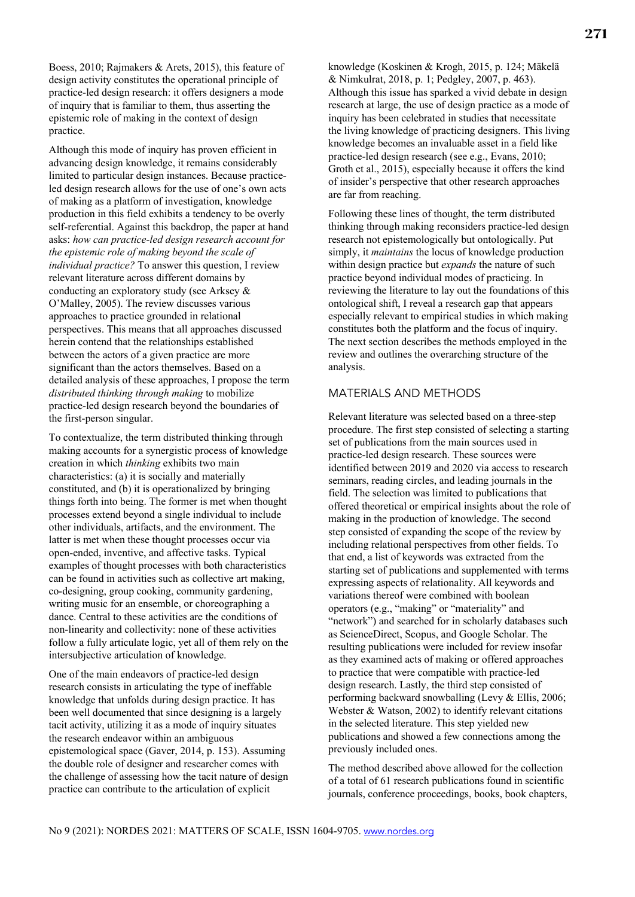Boess, 2010; Rajmakers & Arets, 2015), this feature of design activity constitutes the operational principle of practice-led design research: it offers designers a mode of inquiry that is familiar to them, thus asserting the epistemic role of making in the context of design practice.

Although this mode of inquiry has proven efficient in advancing design knowledge, it remains considerably limited to particular design instances. Because practice-led design research allows for the use of one's own acts of making as a platform of investigation, knowledge production in this field exhibits a tendency to be overly self-referential. Against this backdrop, the paper at hand asks: *how can practice-led design research account for the epistemic role of making beyond the scale of individual practice?* To answer this question, I review relevant literature across different domains by conducting an exploratory study (see Arksey & O'Malley, 2005). The review discusses various approaches to practice grounded in relational perspectives. This means that all approaches discussed herein contend that the relationships established between the actors of a given practice are more significant than the actors themselves. Based on a detailed analysis of these approaches, I propose the term *distributed thinking through making* to mobilize practice-led design research beyond the boundaries of the first-person singular.

To contextualize, the term distributed thinking through making accounts for a synergistic process of knowledge creation in which *thinking* exhibits two main characteristics: (a) it is socially and materially constituted, and (b) it is operationalized by bringing things forth into being. The former is met when thought processes extend beyond a single individual to include other individuals, artifacts, and the environment. The latter is met when these thought processes occur via open-ended, inventive, and affective tasks. Typical examples of thought processes with both characteristics can be found in activities such as collective art making, co-designing, group cooking, community gardening, writing music for an ensemble, or choreographing a dance. Central to these activities are the conditions of non-linearity and collectivity: none of these activities follow a fully articulate logic, yet all of them rely on the intersubjective articulation of knowledge.

One of the main endeavors of practice-led design research consists in articulating the type of ineffable knowledge that unfolds during design practice. It has been well documented that since designing is a largely tacit activity, utilizing it as a mode of inquiry situates the research endeavor within an ambiguous epistemological space (Gaver, 2014, p. 153). Assuming the double role of designer and researcher comes with the challenge of assessing how the tacit nature of design practice can contribute to the articulation of explicit knowledge (Koskinen & Krogh, 2015, p. 124; Mäkelä & Nimkulrat, 2018, p. 1; Pedgley, 2007, p. 463). Although this issue has sparked a vivid debate in design research at large, the use of design practice as a mode of inquiry has been celebrated in studies that necessitate the living knowledge of practicing designers. This living knowledge becomes an invaluable asset in a field like practice-led design research (see e.g., Evans, 2010; Groth et al., 2015), especially because it offers the kind of insider's perspective that other research approaches are far from reaching.

Following these lines of thought, the term distributed thinking through making reconsiders practice-led design research not epistemologically but ontologically. Put simply, it *maintains* the locus of knowledge production within design practice but *expands* the nature of such practice beyond individual modes of practicing. In reviewing the literature to lay out the foundations of this ontological shift, I reveal a research gap that appears especially relevant to empirical studies in which making constitutes both the platform and the focus of inquiry. The next section describes the methods employed in the review and outlines the overarching structure of the analysis.

## MATERIALS AND METHODS

Relevant literature was selected based on a three-step procedure. The first step consisted of selecting a starting set of publications from the main sources used in practice-led design research. These sources were identified between 2019 and 2020 via access to research seminars, reading circles, and leading journals in the field. The selection was limited to publications that offered theoretical or empirical insights about the role of making in the production of knowledge. The second step consisted of expanding the scope of the review by including relational perspectives from other fields. To that end, a list of keywords was extracted from the starting set of publications and supplemented with terms expressing aspects of relationality. All keywords and variations thereof were combined with boolean operators (e.g., "making" or "materiality" and "network") and searched for in scholarly databases such as ScienceDirect, Scopus, and Google Scholar. The resulting publications were included for review insofar as they examined acts of making or offered approaches to practice that were compatible with practice-led design research. Lastly, the third step consisted of performing backward snowballing (Levy & Ellis, 2006; Webster & Watson, 2002) to identify relevant citations in the selected literature. This step yielded new publications and showed a few connections among the previously included ones.

The method described above allowed for the collection of a total of 61 research publications found in scientific journals, conference proceedings, books, book chapters,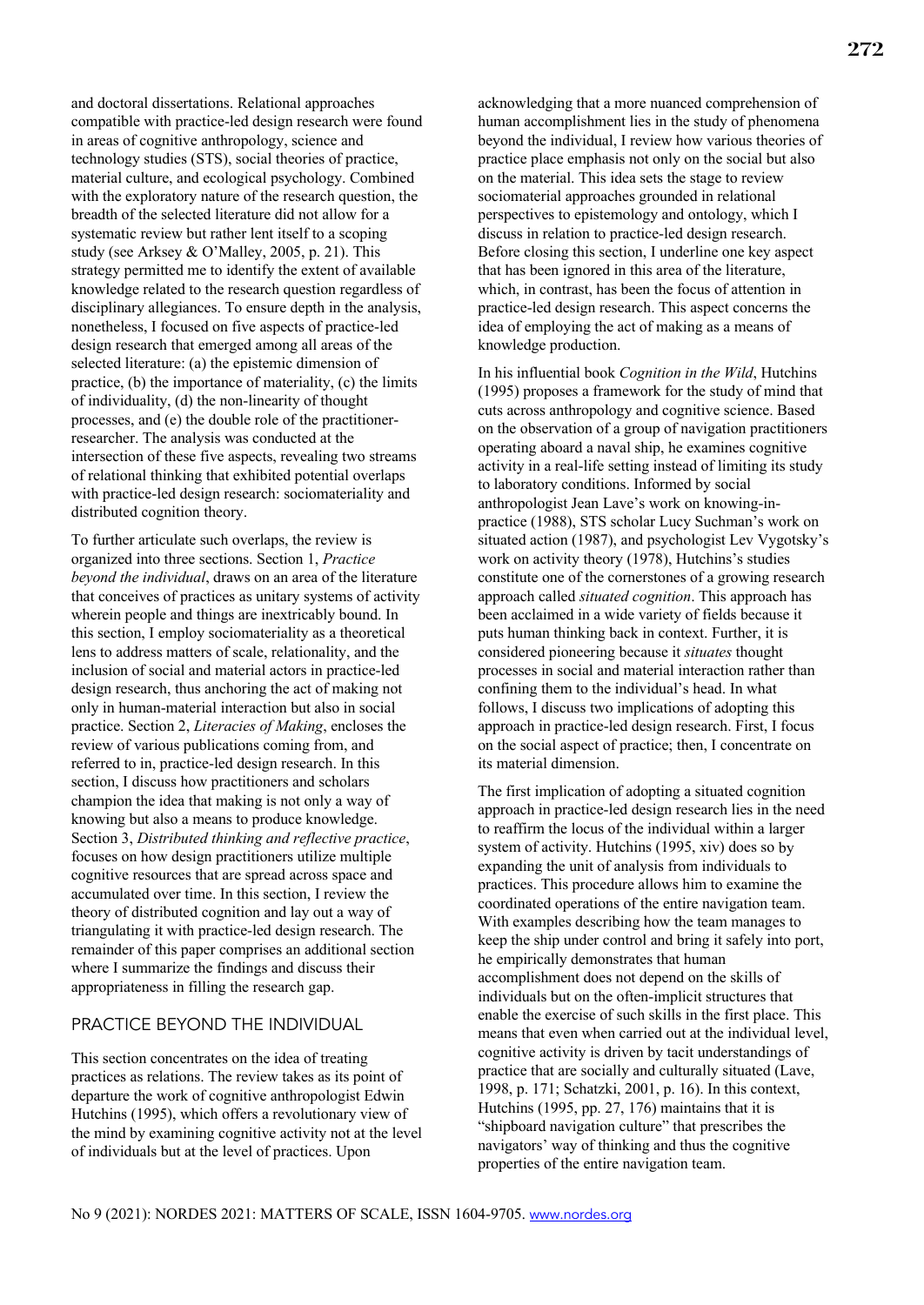and doctoral dissertations. Relational approaches compatible with practice-led design research were found in areas of cognitive anthropology, science and technology studies (STS), social theories of practice, material culture, and ecological psychology. Combined with the exploratory nature of the research question, the breadth of the selected literature did not allow for a systematic review but rather lent itself to a scoping study (see Arksey & O'Malley, 2005, p. 21). This strategy permitted me to identify the extent of available knowledge related to the research question regardless of disciplinary allegiances. To ensure depth in the analysis, nonetheless, I focused on five aspects of practice-led design research that emerged among all areas of the selected literature: (a) the epistemic dimension of practice, (b) the importance of materiality, (c) the limits of individuality, (d) the non-linearity of thought processes, and (e) the double role of the practitioner-researcher. The analysis was conducted at the intersection of these five aspects, revealing two streams of relational thinking that exhibited potential overlaps with practice-led design research: sociomateriality and distributed cognition theory.

To further articulate such overlaps, the review is organized into three sections. Section 1, *Practice beyond the individual*, draws on an area of the literature that conceives of practices as unitary systems of activity wherein people and things are inextricably bound. In this section, I employ sociomateriality as a theoretical lens to address matters of scale, relationality, and the inclusion of social and material actors in practice-led design research, thus anchoring the act of making not only in human-material interaction but also in social practice. Section 2, *Literacies of Making*, encloses the review of various publications coming from, and referred to in, practice-led design research. In this section, I discuss how practitioners and scholars champion the idea that making is not only a way of knowing but also a means to produce knowledge. Section 3, *Distributed thinking and reflective practice*, focuses on how design practitioners utilize multiple cognitive resources that are spread across space and accumulated over time. In this section, I review the theory of distributed cognition and lay out a way of triangulating it with practice-led design research. The remainder of this paper comprises an additional section where I summarize the findings and discuss their appropriateness in filling the research gap.

## PRACTICE BEYOND THE INDIVIDUAL

This section concentrates on the idea of treating practices as relations. The review takes as its point of departure the work of cognitive anthropologist Edwin Hutchins (1995), which offers a revolutionary view of the mind by examining cognitive activity not at the level of individuals but at the level of practices. Upon acknowledging that a more nuanced comprehension of human accomplishment lies in the study of phenomena beyond the individual, I review how various theories of practice place emphasis not only on the social but also on the material. This idea sets the stage to review sociomaterial approaches grounded in relational perspectives to epistemology and ontology, which I discuss in relation to practice-led design research. Before closing this section, I underline one key aspect that has been ignored in this area of the literature, which, in contrast, has been the focus of attention in practice-led design research. This aspect concerns the idea of employing the act of making as a means of knowledge production.

In his influential book *Cognition in the Wild*, Hutchins (1995) proposes a framework for the study of mind that cuts across anthropology and cognitive science. Based on the observation of a group of navigation practitioners operating aboard a naval ship, he examines cognitive activity in a real-life setting instead of limiting its study to laboratory conditions. Informed by social anthropologist Jean Lave's work on knowing-in-practice (1988), STS scholar Lucy Suchman's work on situated action (1987), and psychologist Lev Vygotsky's work on activity theory (1978), Hutchins's studies constitute one of the cornerstones of a growing research approach called *situated cognition*. This approach has been acclaimed in a wide variety of fields because it puts human thinking back in context. Further, it is considered pioneering because it *situates* thought processes in social and material interaction rather than confining them to the individual's head. In what follows, I discuss two implications of adopting this approach in practice-led design research. First, I focus on the social aspect of practice; then, I concentrate on its material dimension.

The first implication of adopting a situated cognition approach in practice-led design research lies in the need to reaffirm the locus of the individual within a larger system of activity. Hutchins (1995, xiv) does so by expanding the unit of analysis from individuals to practices. This procedure allows him to examine the coordinated operations of the entire navigation team. With examples describing how the team manages to keep the ship under control and bring it safely into port, he empirically demonstrates that human accomplishment does not depend on the skills of individuals but on the often-implicit structures that enable the exercise of such skills in the first place. This means that even when carried out at the individual level, cognitive activity is driven by tacit understandings of practice that are socially and culturally situated (Lave, 1998, p. 171; Schatzki, 2001, p. 16). In this context, Hutchins (1995, pp. 27, 176) maintains that it is "shipboard navigation culture" that prescribes the navigators' way of thinking and thus the cognitive properties of the entire navigation team.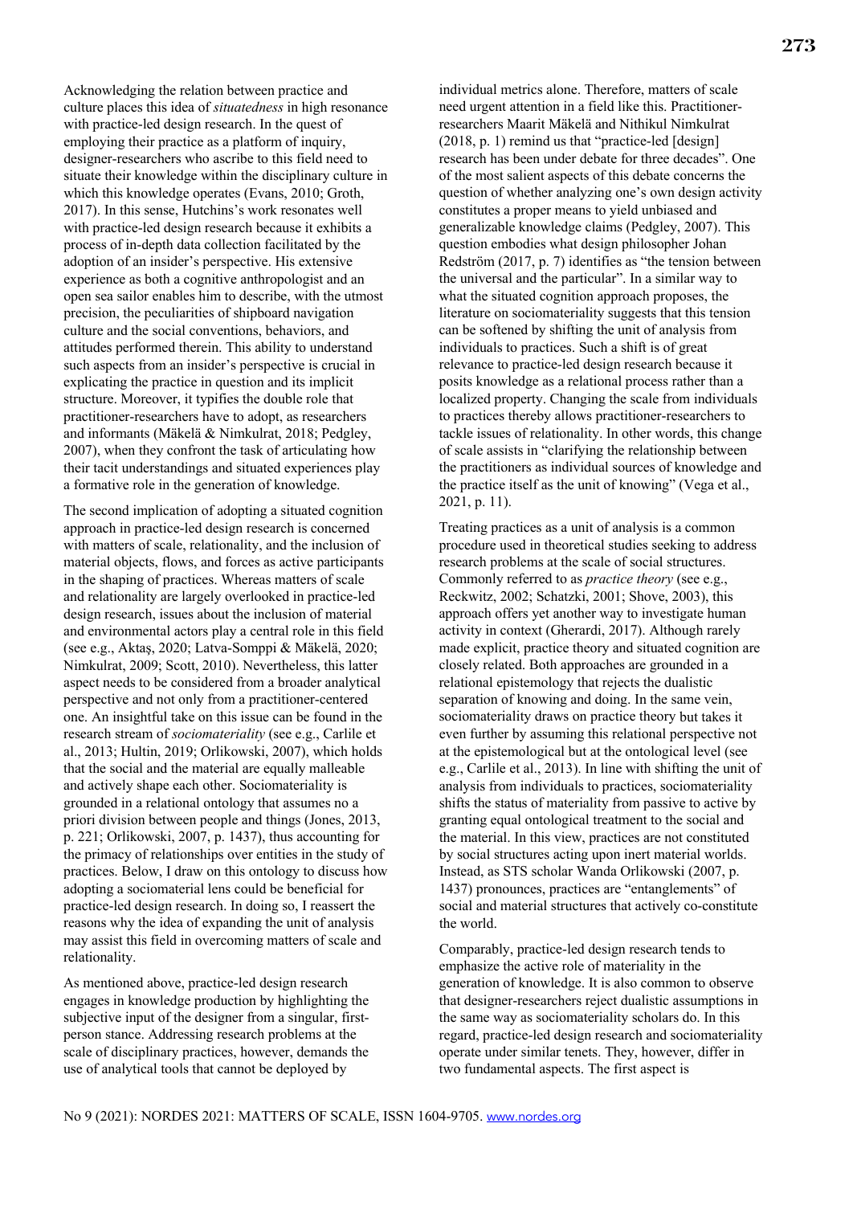Acknowledging the relation between practice and culture places this idea of *situatedness* in high resonance with practice-led design research. In the quest of employing their practice as a platform of inquiry, designer-researchers who ascribe to this field need to situate their knowledge within the disciplinary culture in which this knowledge operates (Evans, 2010; Groth, 2017). In this sense, Hutchins's work resonates well with practice-led design research because it exhibits a process of in-depth data collection facilitated by the adoption of an insider's perspective. His extensive experience as both a cognitive anthropologist and an open sea sailor enables him to describe, with the utmost precision, the peculiarities of shipboard navigation culture and the social conventions, behaviors, and attitudes performed therein. This ability to understand such aspects from an insider's perspective is crucial in explicating the practice in question and its implicit structure. Moreover, it typifies the double role that practitioner-researchers have to adopt, as researchers and informants (Mäkelä & Nimkulrat, 2018; Pedgley, 2007), when they confront the task of articulating how their tacit understandings and situated experiences play a formative role in the generation of knowledge.

The second implication of adopting a situated cognition approach in practice-led design research is concerned with matters of scale, relationality, and the inclusion of material objects, flows, and forces as active participants in the shaping of practices. Whereas matters of scale and relationality are largely overlooked in practice-led design research, issues about the inclusion of material and environmental actors play a central role in this field (see e.g., Aktaş, 2020; Latva-Somppi & Mäkelä, 2020; Nimkulrat, 2009; Scott, 2010). Nevertheless, this latter aspect needs to be considered from a broader analytical perspective and not only from a practitioner-centered one. An insightful take on this issue can be found in the research stream of *sociomateriality* (see e.g., Carlile et al., 2013; Hultin, 2019; Orlikowski, 2007), which holds that the social and the material are equally malleable and actively shape each other. Sociomateriality is grounded in a relational ontology that assumes no a priori division between people and things (Jones, 2013, p. 221; Orlikowski, 2007, p. 1437), thus accounting for the primacy of relationships over entities in the study of practices. Below, I draw on this ontology to discuss how adopting a sociomaterial lens could be beneficial for practice-led design research. In doing so, I reassert the reasons why the idea of expanding the unit of analysis may assist this field in overcoming matters of scale and relationality.

As mentioned above, practice-led design research engages in knowledge production by highlighting the subjective input of the designer from a singular, first-person stance. Addressing research problems at the scale of disciplinary practices, however, demands the use of analytical tools that cannot be deployed by individual metrics alone. Therefore, matters of scale need urgent attention in a field like this. Practitioner-researchers Maarit Mäkelä and Nithikul Nimkulrat (2018, p. 1) remind us that "practice-led [design] research has been under debate for three decades". One of the most salient aspects of this debate concerns the question of whether analyzing one's own design activity constitutes a proper means to yield unbiased and generalizable knowledge claims (Pedgley, 2007). This question embodies what design philosopher Johan Redström (2017, p. 7) identifies as "the tension between the universal and the particular". In a similar way to what the situated cognition approach proposes, the literature on sociomateriality suggests that this tension can be softened by shifting the unit of analysis from individuals to practices. Such a shift is of great relevance to practice-led design research because it posits knowledge as a relational process rather than a localized property. Changing the scale from individuals to practices thereby allows practitioner-researchers to tackle issues of relationality. In other words, this change of scale assists in "clarifying the relationship between the practitioners as individual sources of knowledge and the practice itself as the unit of knowing" (Vega et al., 2021, p. 11).

Treating practices as a unit of analysis is a common procedure used in theoretical studies seeking to address research problems at the scale of social structures. Commonly referred to as *practice theory* (see e.g., Reckwitz, 2002; Schatzki, 2001; Shove, 2003), this approach offers yet another way to investigate human activity in context (Gherardi, 2017). Although rarely made explicit, practice theory and situated cognition are closely related. Both approaches are grounded in a relational epistemology that rejects the dualistic separation of knowing and doing. In the same vein, sociomateriality draws on practice theory but takes it even further by assuming this relational perspective not at the epistemological but at the ontological level (see e.g., Carlile et al., 2013). In line with shifting the unit of analysis from individuals to practices, sociomateriality shifts the status of materiality from passive to active by granting equal ontological treatment to the social and the material. In this view, practices are not constituted by social structures acting upon inert material worlds. Instead, as STS scholar Wanda Orlikowski (2007, p. 1437) pronounces, practices are "entanglements" of social and material structures that actively co-constitute the world.

Comparably, practice-led design research tends to emphasize the active role of materiality in the generation of knowledge. It is also common to observe that designer-researchers reject dualistic assumptions in the same way as sociomateriality scholars do. In this regard, practice-led design research and sociomateriality operate under similar tenets. They, however, differ in two fundamental aspects. The first aspect is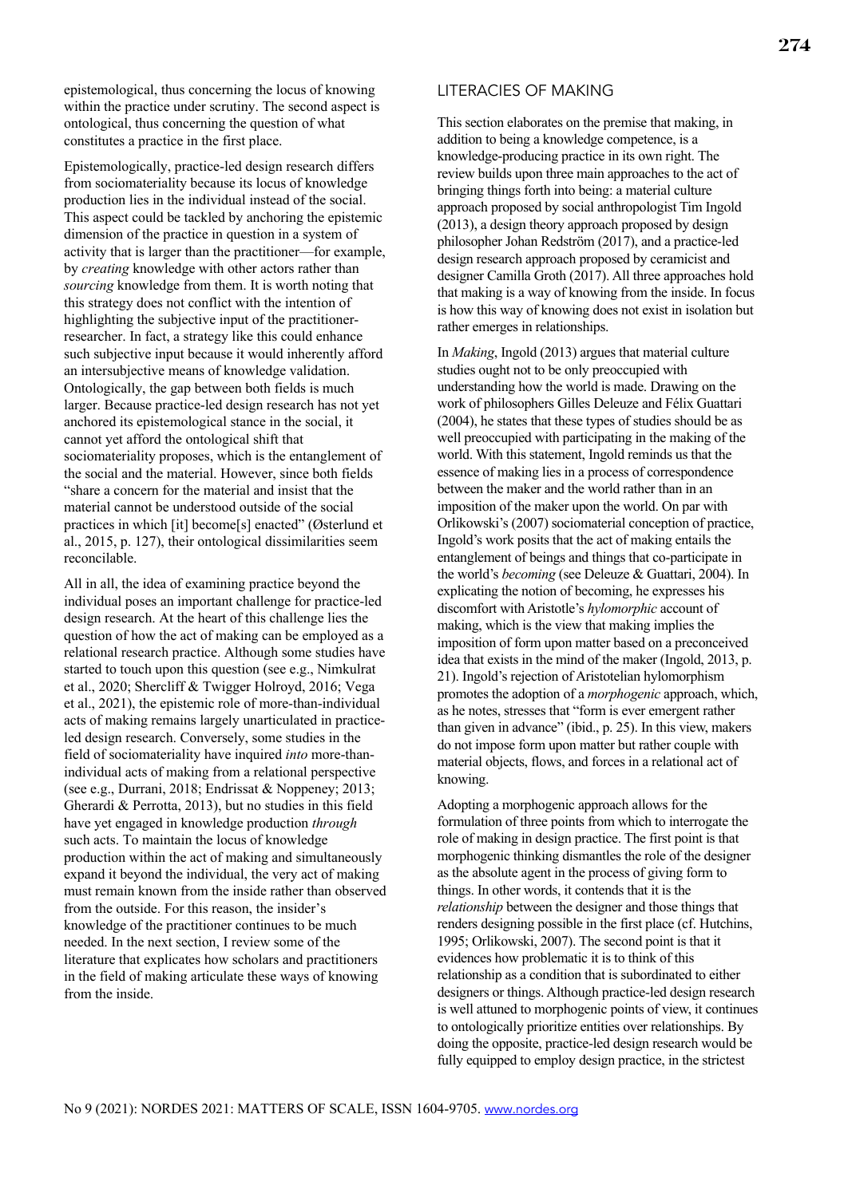epistemological, thus concerning the locus of knowing within the practice under scrutiny. The second aspect is ontological, thus concerning the question of what constitutes a practice in the first place.

Epistemologically, practice-led design research differs from sociomateriality because its locus of knowledge production lies in the individual instead of the social. This aspect could be tackled by anchoring the epistemic dimension of the practice in question in a system of activity that is larger than the practitioner—for example, by *creating* knowledge with other actors rather than *sourcing* knowledge from them. It is worth noting that this strategy does not conflict with the intention of highlighting the subjective input of the practitioner-researcher. In fact, a strategy like this could enhance such subjective input because it would inherently afford an intersubjective means of knowledge validation. Ontologically, the gap between both fields is much larger. Because practice-led design research has not yet anchored its epistemological stance in the social, it cannot yet afford the ontological shift that sociomateriality proposes, which is the entanglement of the social and the material. However, since both fields "share a concern for the material and insist that the material cannot be understood outside of the social practices in which [it] become[s] enacted" (Østerlund et al., 2015, p. 127), their ontological dissimilarities seem reconcilable.

All in all, the idea of examining practice beyond the individual poses an important challenge for practice-led design research. At the heart of this challenge lies the question of how the act of making can be employed as a relational research practice. Although some studies have started to touch upon this question (see e.g., Nimkulrat et al., 2020; Shercliff & Twigger Holroyd, 2016; Vega et al., 2021), the epistemic role of more-than-individual acts of making remains largely unarticulated in practice-led design research. Conversely, some studies in the field of sociomateriality have inquired *into* more-than-individual acts of making from a relational perspective (see e.g., Durrani, 2018; Endrissat & Noppeney; 2013; Gherardi & Perrotta, 2013), but no studies in this field have yet engaged in knowledge production *through* such acts. To maintain the locus of knowledge production within the act of making and simultaneously expand it beyond the individual, the very act of making must remain known from the inside rather than observed from the outside. For this reason, the insider's knowledge of the practitioner continues to be much needed. In the next section, I review some of the literature that explicates how scholars and practitioners in the field of making articulate these ways of knowing from the inside.

## LITERACIES OF MAKING

This section elaborates on the premise that making, in addition to being a knowledge competence, is a knowledge-producing practice in its own right. The review builds upon three main approaches to the act of bringing things forth into being: a material culture approach proposed by social anthropologist Tim Ingold (2013), a design theory approach proposed by design philosopher Johan Redström (2017), and a practice-led design research approach proposed by ceramicist and designer Camilla Groth (2017). All three approaches hold that making is a way of knowing from the inside. In focus is how this way of knowing does not exist in isolation but rather emerges in relationships.

In *Making*, Ingold (2013) argues that material culture studies ought not to be only preoccupied with understanding how the world is made. Drawing on the work of philosophers Gilles Deleuze and Félix Guattari (2004), he states that these types of studies should be as well preoccupied with participating in the making of the world. With this statement, Ingold reminds us that the essence of making lies in a process of correspondence between the maker and the world rather than in an imposition of the maker upon the world. On par with Orlikowski's (2007) sociomaterial conception of practice, Ingold's work posits that the act of making entails the entanglement of beings and things that co-participate in the world's *becoming* (see Deleuze & Guattari, 2004). In explicating the notion of becoming, he expresses his discomfort with Aristotle's *hylomorphic* account of making, which is the view that making implies the imposition of form upon matter based on a preconceived idea that exists in the mind of the maker (Ingold, 2013, p. 21). Ingold's rejection of Aristotelian hylomorphism promotes the adoption of a *morphogenic* approach, which, as he notes, stresses that "form is ever emergent rather than given in advance" (ibid., p. 25). In this view, makers do not impose form upon matter but rather couple with material objects, flows, and forces in a relational act of knowing.

Adopting a morphogenic approach allows for the formulation of three points from which to interrogate the role of making in design practice. The first point is that morphogenic thinking dismantles the role of the designer as the absolute agent in the process of giving form to things. In other words, it contends that it is the *relationship* between the designer and those things that renders designing possible in the first place (cf. Hutchins, 1995; Orlikowski, 2007). The second point is that it evidences how problematic it is to think of this relationship as a condition that is subordinated to either designers or things. Although practice-led design research is well attuned to morphogenic points of view, it continues to ontologically prioritize entities over relationships. By doing the opposite, practice-led design research would be fully equipped to employ design practice, in the strictest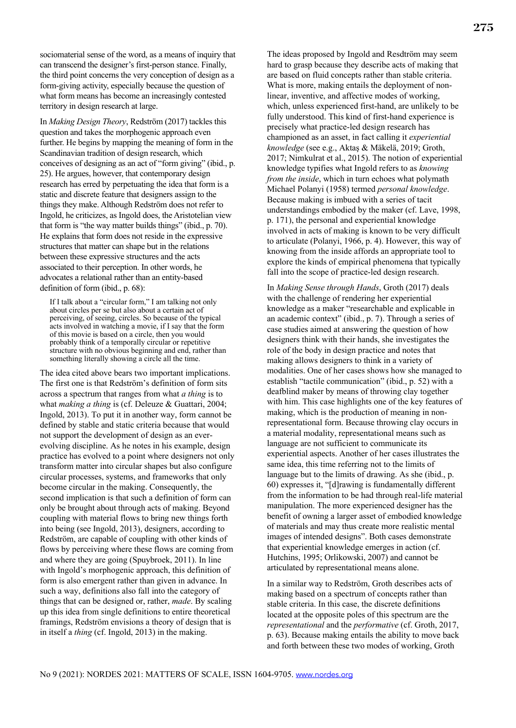sociomaterial sense of the word, as a means of inquiry that can transcend the designer's first-person stance. Finally, the third point concerns the very conception of design as a form-giving activity, especially because the question of what form means has become an increasingly contested territory in design research at large.

In *Making Design Theory*, Redström (2017) tackles this question and takes the morphogenic approach even further. He begins by mapping the meaning of form in the Scandinavian tradition of design research, which conceives of designing as an act of "form giving" (ibid., p. 25). He argues, however, that contemporary design research has erred by perpetuating the idea that form is a static and discrete feature that designers assign to the things they make. Although Redström does not refer to Ingold, he criticizes, as Ingold does, the Aristotelian view that form is "the way matter builds things" (ibid., p. 70). He explains that form does not reside in the expressive structures that matter can shape but in the relations between these expressive structures and the acts associated to their perception. In other words, he advocates a relational rather than an entity-based definition of form (ibid., p. 68):

> If I talk about a "circular form," I am talking not only about circles per se but also about a certain act of perceiving, of seeing, circles. So because of the typical acts involved in watching a movie, if I say that the form of this movie is based on a circle, then you would probably think of a temporally circular or repetitive structure with no obvious beginning and end, rather than something literally showing a circle all the time.

The idea cited above bears two important implications. The first one is that Redström's definition of form sits across a spectrum that ranges from what *a thing* is to what *making a thing* is (cf. Deleuze & Guattari, 2004; Ingold, 2013). To put it in another way, form cannot be defined by stable and static criteria because that would not support the development of design as an ever-evolving discipline. As he notes in his example, design practice has evolved to a point where designers not only transform matter into circular shapes but also configure circular processes, systems, and frameworks that only become circular in the making. Consequently, the second implication is that such a definition of form can only be brought about through acts of making. Beyond coupling with material flows to bring new things forth into being (see Ingold, 2013), designers, according to Redström, are capable of coupling with other kinds of flows by perceiving where these flows are coming from and where they are going (Spuybroek, 2011). In line with Ingold's morphogenic approach, this definition of form is also emergent rather than given in advance. In such a way, definitions also fall into the category of things that can be designed or, rather, *made*. By scaling up this idea from single definitions to entire theoretical framings, Redström envisions a theory of design that is in itself a *thing* (cf. Ingold, 2013) in the making.

The ideas proposed by Ingold and Resdtröm may seem hard to grasp because they describe acts of making that are based on fluid concepts rather than stable criteria. What is more, making entails the deployment of non-linear, inventive, and affective modes of working, which, unless experienced first-hand, are unlikely to be fully understood. This kind of first-hand experience is precisely what practice-led design research has championed as an asset, in fact calling it *experiential knowledge* (see e.g., Aktaş & Mäkelä, 2019; Groth, 2017; Nimkulrat et al., 2015). The notion of experiential knowledge typifies what Ingold refers to as *knowing from the inside*, which in turn echoes what polymath Michael Polanyi (1958) termed *personal knowledge*. Because making is imbued with a series of tacit understandings embodied by the maker (cf. Lave, 1998, p. 171), the personal and experiential knowledge involved in acts of making is known to be very difficult to articulate (Polanyi, 1966, p. 4). However, this way of knowing from the inside affords an appropriate tool to explore the kinds of empirical phenomena that typically fall into the scope of practice-led design research.

In *Making Sense through Hands*, Groth (2017) deals with the challenge of rendering her experiential knowledge as a maker "researchable and explicable in an academic context" (ibid., p. 7). Through a series of case studies aimed at answering the question of how designers think with their hands, she investigates the role of the body in design practice and notes that making allows designers to think in a variety of modalities. One of her cases shows how she managed to establish "tactile communication" (ibid., p. 52) with a deafblind maker by means of throwing clay together with him. This case highlights one of the key features of making, which is the production of meaning in non-representational form. Because throwing clay occurs in a material modality, representational means such as language are not sufficient to communicate its experiential aspects. Another of her cases illustrates the same idea, this time referring not to the limits of language but to the limits of drawing. As she (ibid., p. 60) expresses it, "[d]rawing is fundamentally different from the information to be had through real-life material manipulation. The more experienced designer has the benefit of owning a larger asset of embodied knowledge of materials and may thus create more realistic mental images of intended designs". Both cases demonstrate that experiential knowledge emerges in action (cf. Hutchins, 1995; Orlikowski, 2007) and cannot be articulated by representational means alone.

In a similar way to Redström, Groth describes acts of making based on a spectrum of concepts rather than stable criteria. In this case, the discrete definitions located at the opposite poles of this spectrum are the *representational* and the *performative* (cf. Groth, 2017, p. 63). Because making entails the ability to move back and forth between these two modes of working, Groth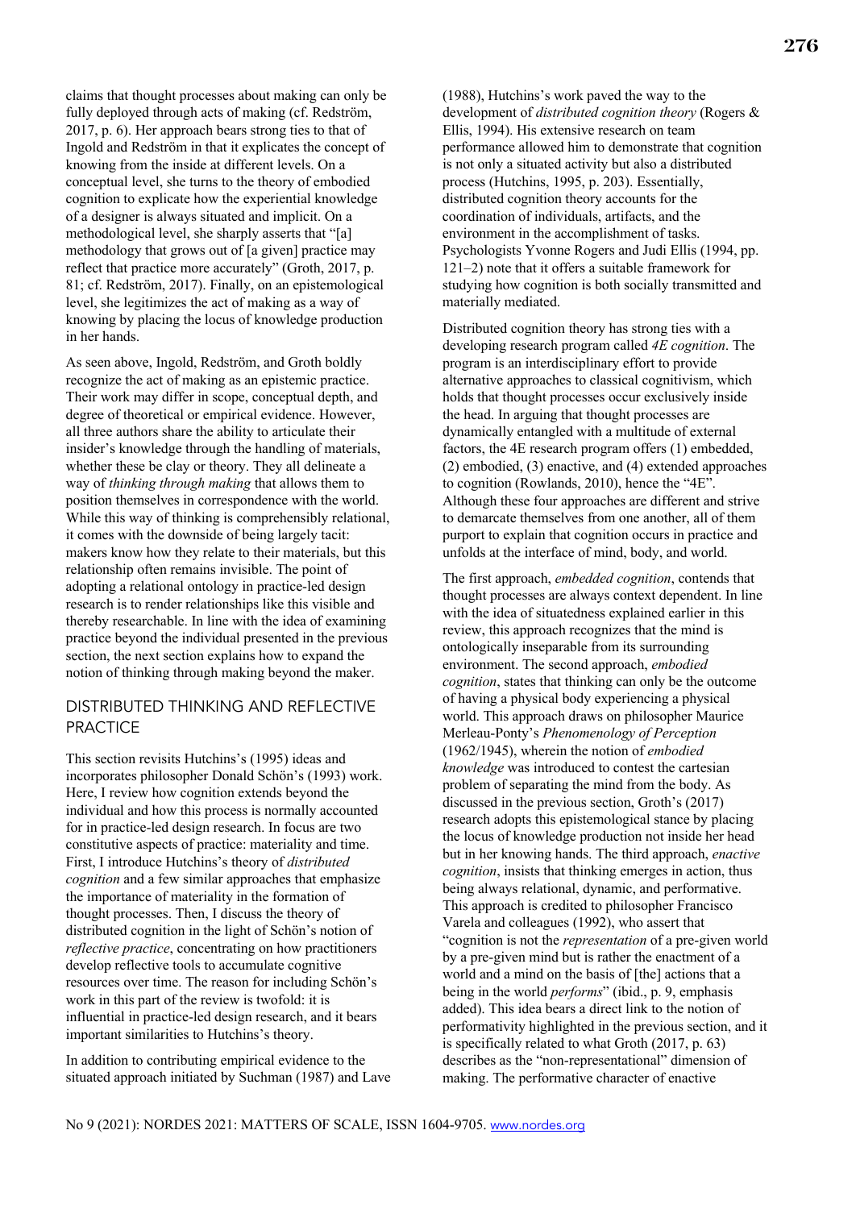claims that thought processes about making can only be fully deployed through acts of making (cf. Redström, 2017, p. 6). Her approach bears strong ties to that of Ingold and Redström in that it explicates the concept of knowing from the inside at different levels. On a conceptual level, she turns to the theory of embodied cognition to explicate how the experiential knowledge of a designer is always situated and implicit. On a methodological level, she sharply asserts that "[a] methodology that grows out of [a given] practice may reflect that practice more accurately" (Groth, 2017, p. 81; cf. Redström, 2017). Finally, on an epistemological level, she legitimizes the act of making as a way of knowing by placing the locus of knowledge production in her hands.

As seen above, Ingold, Redström, and Groth boldly recognize the act of making as an epistemic practice. Their work may differ in scope, conceptual depth, and degree of theoretical or empirical evidence. However, all three authors share the ability to articulate their insider's knowledge through the handling of materials, whether these be clay or theory. They all delineate a way of *thinking through making* that allows them to position themselves in correspondence with the world. While this way of thinking is comprehensibly relational, it comes with the downside of being largely tacit: makers know how they relate to their materials, but this relationship often remains invisible. The point of adopting a relational ontology in practice-led design research is to render relationships like this visible and thereby researchable. In line with the idea of examining practice beyond the individual presented in the previous section, the next section explains how to expand the notion of thinking through making beyond the maker.

## DISTRIBUTED THINKING AND REFLECTIVE PRACTICE

This section revisits Hutchins's (1995) ideas and incorporates philosopher Donald Schön's (1993) work. Here, I review how cognition extends beyond the individual and how this process is normally accounted for in practice-led design research. In focus are two constitutive aspects of practice: materiality and time. First, I introduce Hutchins's theory of *distributed cognition* and a few similar approaches that emphasize the importance of materiality in the formation of thought processes. Then, I discuss the theory of distributed cognition in the light of Schön's notion of *reflective practice*, concentrating on how practitioners develop reflective tools to accumulate cognitive resources over time. The reason for including Schön's work in this part of the review is twofold: it is influential in practice-led design research, and it bears important similarities to Hutchins's theory.

In addition to contributing empirical evidence to the situated approach initiated by Suchman (1987) and Lave (1988), Hutchins's work paved the way to the development of *distributed cognition theory* (Rogers & Ellis, 1994). His extensive research on team performance allowed him to demonstrate that cognition is not only a situated activity but also a distributed process (Hutchins, 1995, p. 203). Essentially, distributed cognition theory accounts for the coordination of individuals, artifacts, and the environment in the accomplishment of tasks. Psychologists Yvonne Rogers and Judi Ellis (1994, pp. 121–2) note that it offers a suitable framework for studying how cognition is both socially transmitted and materially mediated.

Distributed cognition theory has strong ties with a developing research program called *4E cognition*. The program is an interdisciplinary effort to provide alternative approaches to classical cognitivism, which holds that thought processes occur exclusively inside the head. In arguing that thought processes are dynamically entangled with a multitude of external factors, the 4E research program offers (1) embedded, (2) embodied, (3) enactive, and (4) extended approaches to cognition (Rowlands, 2010), hence the "4E". Although these four approaches are different and strive to demarcate themselves from one another, all of them purport to explain that cognition occurs in practice and unfolds at the interface of mind, body, and world.

The first approach, *embedded cognition*, contends that thought processes are always context dependent. In line with the idea of situatedness explained earlier in this review, this approach recognizes that the mind is ontologically inseparable from its surrounding environment. The second approach, *embodied cognition*, states that thinking can only be the outcome of having a physical body experiencing a physical world. This approach draws on philosopher Maurice Merleau-Ponty's *Phenomenology of Perception* (1962/1945), wherein the notion of *embodied knowledge* was introduced to contest the cartesian problem of separating the mind from the body. As discussed in the previous section, Groth's (2017) research adopts this epistemological stance by placing the locus of knowledge production not inside her head but in her knowing hands. The third approach, *enactive cognition*, insists that thinking emerges in action, thus being always relational, dynamic, and performative. This approach is credited to philosopher Francisco Varela and colleagues (1992), who assert that "cognition is not the *representation* of a pre-given world by a pre-given mind but is rather the enactment of a world and a mind on the basis of [the] actions that a being in the world *performs*" (ibid., p. 9, emphasis added). This idea bears a direct link to the notion of performativity highlighted in the previous section, and it is specifically related to what Groth (2017, p. 63) describes as the "non-representational" dimension of making. The performative character of enactive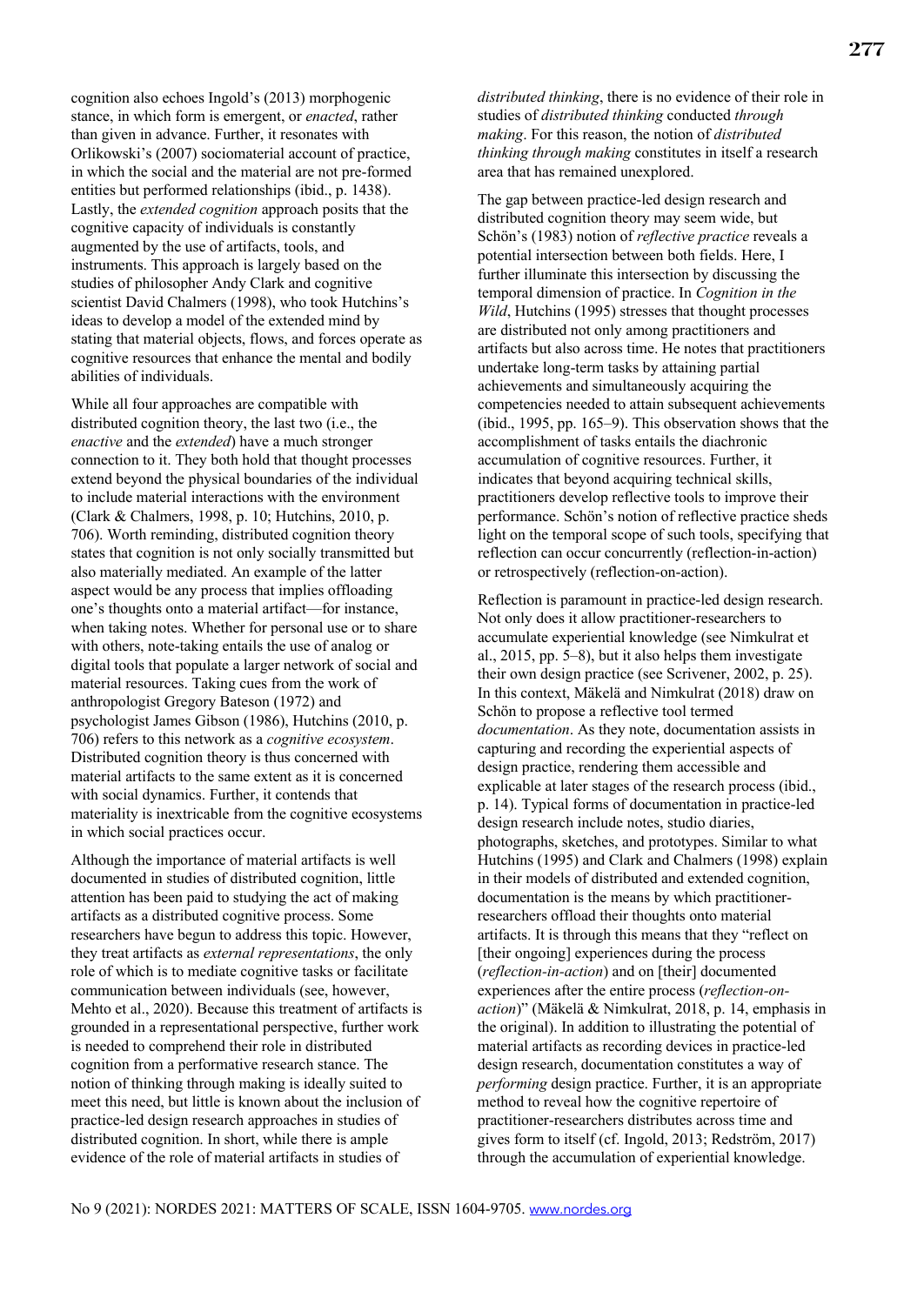cognition also echoes Ingold's (2013) morphogenic stance, in which form is emergent, or *enacted*, rather than given in advance. Further, it resonates with Orlikowski's (2007) sociomaterial account of practice, in which the social and the material are not pre-formed entities but performed relationships (ibid., p. 1438). Lastly, the *extended cognition* approach posits that the cognitive capacity of individuals is constantly augmented by the use of artifacts, tools, and instruments. This approach is largely based on the studies of philosopher Andy Clark and cognitive scientist David Chalmers (1998), who took Hutchins's ideas to develop a model of the extended mind by stating that material objects, flows, and forces operate as cognitive resources that enhance the mental and bodily abilities of individuals.

While all four approaches are compatible with distributed cognition theory, the last two (i.e., the *enactive* and the *extended*) have a much stronger connection to it. They both hold that thought processes extend beyond the physical boundaries of the individual to include material interactions with the environment (Clark & Chalmers, 1998, p. 10; Hutchins, 2010, p. 706). Worth reminding, distributed cognition theory states that cognition is not only socially transmitted but also materially mediated. An example of the latter aspect would be any process that implies offloading one's thoughts onto a material artifact—for instance, when taking notes. Whether for personal use or to share with others, note-taking entails the use of analog or digital tools that populate a larger network of social and material resources. Taking cues from the work of anthropologist Gregory Bateson (1972) and psychologist James Gibson (1986), Hutchins (2010, p. 706) refers to this network as a *cognitive ecosystem*. Distributed cognition theory is thus concerned with material artifacts to the same extent as it is concerned with social dynamics. Further, it contends that materiality is inextricable from the cognitive ecosystems in which social practices occur.

Although the importance of material artifacts is well documented in studies of distributed cognition, little attention has been paid to studying the act of making artifacts as a distributed cognitive process. Some researchers have begun to address this topic. However, they treat artifacts as *external representations*, the only role of which is to mediate cognitive tasks or facilitate communication between individuals (see, however, Mehto et al., 2020). Because this treatment of artifacts is grounded in a representational perspective, further work is needed to comprehend their role in distributed cognition from a performative research stance. The notion of thinking through making is ideally suited to meet this need, but little is known about the inclusion of practice-led design research approaches in studies of distributed cognition. In short, while there is ample evidence of the role of material artifacts in studies of *distributed thinking*, there is no evidence of their role in studies of *distributed thinking* conducted *through making*. For this reason, the notion of *distributed thinking through making* constitutes in itself a research area that has remained unexplored.

The gap between practice-led design research and distributed cognition theory may seem wide, but Schön's (1983) notion of *reflective practice* reveals a potential intersection between both fields. Here, I further illuminate this intersection by discussing the temporal dimension of practice. In *Cognition in the Wild*, Hutchins (1995) stresses that thought processes are distributed not only among practitioners and artifacts but also across time. He notes that practitioners undertake long-term tasks by attaining partial achievements and simultaneously acquiring the competencies needed to attain subsequent achievements (ibid., 1995, pp. 165–9). This observation shows that the accomplishment of tasks entails the diachronic accumulation of cognitive resources. Further, it indicates that beyond acquiring technical skills, practitioners develop reflective tools to improve their performance. Schön's notion of reflective practice sheds light on the temporal scope of such tools, specifying that reflection can occur concurrently (reflection-in-action) or retrospectively (reflection-on-action).

Reflection is paramount in practice-led design research. Not only does it allow practitioner-researchers to accumulate experiential knowledge (see Nimkulrat et al., 2015, pp. 5–8), but it also helps them investigate their own design practice (see Scrivener, 2002, p. 25). In this context, Mäkelä and Nimkulrat (2018) draw on Schön to propose a reflective tool termed *documentation*. As they note, documentation assists in capturing and recording the experiential aspects of design practice, rendering them accessible and explicable at later stages of the research process (ibid., p. 14). Typical forms of documentation in practice-led design research include notes, studio diaries, photographs, sketches, and prototypes. Similar to what Hutchins (1995) and Clark and Chalmers (1998) explain in their models of distributed and extended cognition, documentation is the means by which practitioner-researchers offload their thoughts onto material artifacts. It is through this means that they "reflect on [their ongoing] experiences during the process (*reflection-in-action*) and on [their] documented experiences after the entire process (*reflection-on-action*)" (Mäkelä & Nimkulrat, 2018, p. 14, emphasis in the original). In addition to illustrating the potential of material artifacts as recording devices in practice-led design research, documentation constitutes a way of *performing* design practice. Further, it is an appropriate method to reveal how the cognitive repertoire of practitioner-researchers distributes across time and gives form to itself (cf. Ingold, 2013; Redström, 2017) through the accumulation of experiential knowledge.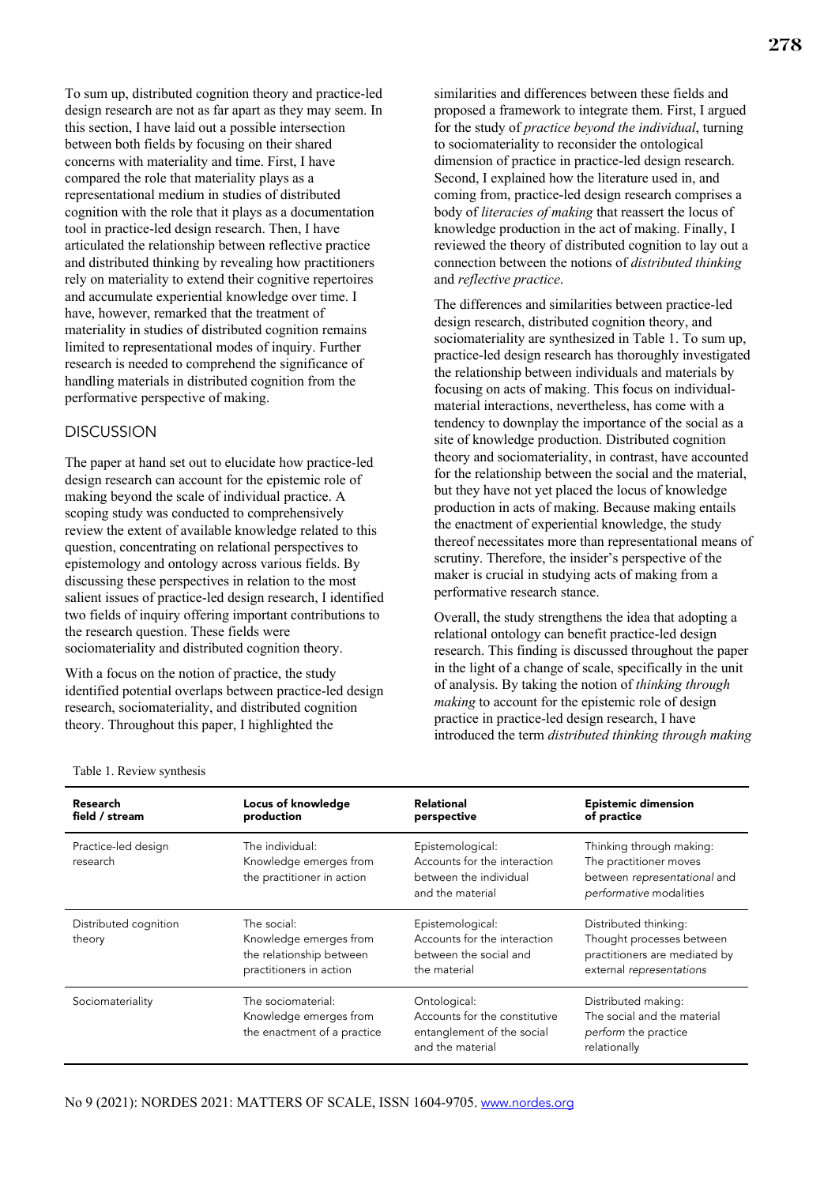To sum up, distributed cognition theory and practice-led design research are not as far apart as they may seem. In this section, I have laid out a possible intersection between both fields by focusing on their shared concerns with materiality and time. First, I have compared the role that materiality plays as a representational medium in studies of distributed cognition with the role that it plays as a documentation tool in practice-led design research. Then, I have articulated the relationship between reflective practice and distributed thinking by revealing how practitioners rely on materiality to extend their cognitive repertoires and accumulate experiential knowledge over time. I have, however, remarked that the treatment of materiality in studies of distributed cognition remains limited to representational modes of inquiry. Further research is needed to comprehend the significance of handling materials in distributed cognition from the performative perspective of making.

## DISCUSSION

The paper at hand set out to elucidate how practice-led design research can account for the epistemic role of making beyond the scale of individual practice. A scoping study was conducted to comprehensively review the extent of available knowledge related to this question, concentrating on relational perspectives to epistemology and ontology across various fields. By discussing these perspectives in relation to the most salient issues of practice-led design research, I identified two fields of inquiry offering important contributions to the research question. These fields were sociomateriality and distributed cognition theory.

With a focus on the notion of practice, the study identified potential overlaps between practice-led design research, sociomateriality, and distributed cognition theory. Throughout this paper, I highlighted the similarities and differences between these fields and proposed a framework to integrate them. First, I argued for the study of *practice beyond the individual*, turning to sociomateriality to reconsider the ontological dimension of practice in practice-led design research. Second, I explained how the literature used in, and coming from, practice-led design research comprises a body of *literacies of making* that reassert the locus of knowledge production in the act of making. Finally, I reviewed the theory of distributed cognition to lay out a connection between the notions of *distributed thinking* and *reflective practice*.

The differences and similarities between practice-led design research, distributed cognition theory, and sociomateriality are synthesized in Table 1. To sum up, practice-led design research has thoroughly investigated the relationship between individuals and materials by focusing on acts of making. This focus on individual-material interactions, nevertheless, has come with a tendency to downplay the importance of the social as a site of knowledge production. Distributed cognition theory and sociomateriality, in contrast, have accounted for the relationship between the social and the material, but they have not yet placed the locus of knowledge production in acts of making. Because making entails the enactment of experiential knowledge, the study thereof necessitates more than representational means of scrutiny. Therefore, the insider's perspective of the maker is crucial in studying acts of making from a performative research stance.

Overall, the study strengthens the idea that adopting a relational ontology can benefit practice-led design research. This finding is discussed throughout the paper in the light of a change of scale, specifically in the unit of analysis. By taking the notion of *thinking through making* to account for the epistemic role of design practice in practice-led design research, I have introduced the term *distributed thinking through making*

Table 1. Review synthesis

| Research field / stream | Locus of knowledge production | Relational perspective | Epistemic dimension of practice |
|---|---|---|---|
| Practice-led design research | The individual: Knowledge emerges from the practitioner in action | Epistemological: Accounts for the interaction between the individual and the material | Thinking through making: The practitioner moves between *representational* and *performative* modalities |
| Distributed cognition theory | The social: Knowledge emerges from the relationship between practitioners in action | Epistemological: Accounts for the interaction between the social and the material | Distributed thinking: Thought processes between practitioners are mediated by external *representations* |
| Sociomateriality | The sociomaterial: Knowledge emerges from the enactment of a practice | Ontological: Accounts for the constitutive entanglement of the social and the material | Distributed making: The social and the material *perform* the practice relationally |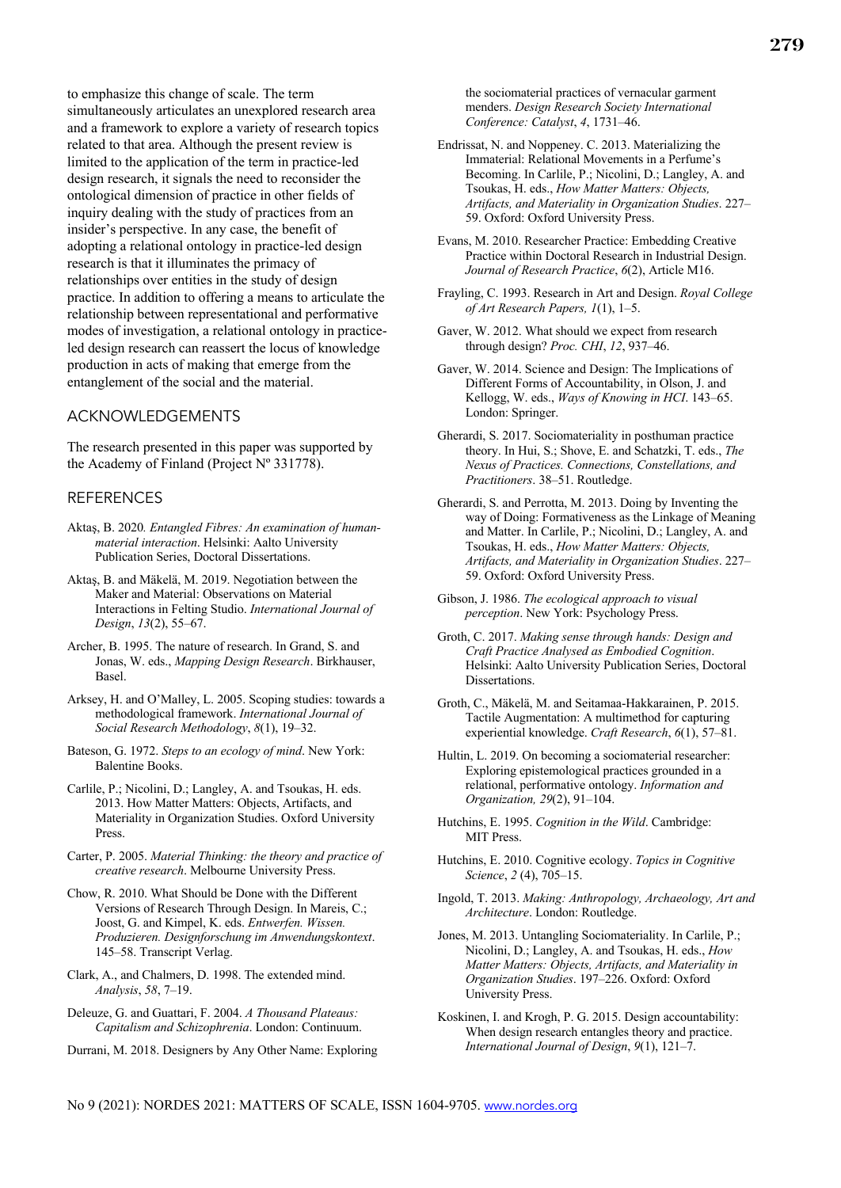to emphasize this change of scale. The term simultaneously articulates an unexplored research area and a framework to explore a variety of research topics related to that area. Although the present review is limited to the application of the term in practice-led design research, it signals the need to reconsider the ontological dimension of practice in other fields of inquiry dealing with the study of practices from an insider's perspective. In any case, the benefit of adopting a relational ontology in practice-led design research is that it illuminates the primacy of relationships over entities in the study of design practice. In addition to offering a means to articulate the relationship between representational and performative modes of investigation, a relational ontology in practice-led design research can reassert the locus of knowledge production in acts of making that emerge from the entanglement of the social and the material.

## ACKNOWLEDGEMENTS

The research presented in this paper was supported by the Academy of Finland (Project Nº 331778).

## REFERENCES

Aktaş, B. 2020*. Entangled Fibres: An examination of human-material interaction*. Helsinki: Aalto University Publication Series, Doctoral Dissertations.

Aktaş, B. and Mäkelä, M. 2019. Negotiation between the Maker and Material: Observations on Material Interactions in Felting Studio. *International Journal of Design*, *13*(2), 55–67.

Archer, B. 1995. The nature of research. In Grand, S. and Jonas, W. eds., *Mapping Design Research*. Birkhauser, Basel.

Arksey, H. and O'Malley, L. 2005. Scoping studies: towards a methodological framework. *International Journal of Social Research Methodology*, *8*(1), 19–32.

Bateson, G. 1972. *Steps to an ecology of mind*. New York: Balentine Books.

Carlile, P.; Nicolini, D.; Langley, A. and Tsoukas, H. eds. 2013. How Matter Matters: Objects, Artifacts, and Materiality in Organization Studies. Oxford University Press.

Carter, P. 2005. *Material Thinking: the theory and practice of creative research*. Melbourne University Press.

Chow, R. 2010. What Should be Done with the Different Versions of Research Through Design. In Mareis, C.; Joost, G. and Kimpel, K. eds. *Entwerfen. Wissen. Produzieren. Designforschung im Anwendungskontext*. 145–58. Transcript Verlag.

Clark, A., and Chalmers, D. 1998. The extended mind. *Analysis*, *58*, 7–19.

Deleuze, G. and Guattari, F. 2004. *A Thousand Plateaus: Capitalism and Schizophrenia*. London: Continuum.

Durrani, M. 2018. Designers by Any Other Name: Exploring the sociomaterial practices of vernacular garment menders. *Design Research Society International Conference: Catalyst*, *4*, 1731–46.

Endrissat, N. and Noppeney. C. 2013. Materializing the Immaterial: Relational Movements in a Perfume's Becoming. In Carlile, P.; Nicolini, D.; Langley, A. and Tsoukas, H. eds., *How Matter Matters: Objects, Artifacts, and Materiality in Organization Studies*. 227–59. Oxford: Oxford University Press.

Evans, M. 2010. Researcher Practice: Embedding Creative Practice within Doctoral Research in Industrial Design. *Journal of Research Practice*, *6*(2), Article M16.

Frayling, C. 1993. Research in Art and Design. *Royal College of Art Research Papers, 1*(1), 1–5.

Gaver, W. 2012. What should we expect from research through design? *Proc. CHI*, *12*, 937–46.

Gaver, W. 2014. Science and Design: The Implications of Different Forms of Accountability, in Olson, J. and Kellogg, W. eds., *Ways of Knowing in HCI*. 143–65. London: Springer.

Gherardi, S. 2017. Sociomateriality in posthuman practice theory. In Hui, S.; Shove, E. and Schatzki, T. eds., *The Nexus of Practices. Connections, Constellations, and Practitioners*. 38–51. Routledge.

Gherardi, S. and Perrotta, M. 2013. Doing by Inventing the way of Doing: Formativeness as the Linkage of Meaning and Matter. In Carlile, P.; Nicolini, D.; Langley, A. and Tsoukas, H. eds., *How Matter Matters: Objects, Artifacts, and Materiality in Organization Studies*. 227–59. Oxford: Oxford University Press.

Gibson, J. 1986. *The ecological approach to visual perception*. New York: Psychology Press.

Groth, C. 2017. *Making sense through hands: Design and Craft Practice Analysed as Embodied Cognition*. Helsinki: Aalto University Publication Series, Doctoral Dissertations.

Groth, C., Mäkelä, M. and Seitamaa-Hakkarainen, P. 2015. Tactile Augmentation: A multimethod for capturing experiential knowledge. *Craft Research*, *6*(1), 57–81.

Hultin, L. 2019. On becoming a sociomaterial researcher: Exploring epistemological practices grounded in a relational, performative ontology. *Information and Organization, 29*(2), 91–104.

Hutchins, E. 1995. *Cognition in the Wild*. Cambridge: MIT Press.

Hutchins, E. 2010. Cognitive ecology. *Topics in Cognitive Science*, *2* (4), 705–15.

Ingold, T. 2013. *Making: Anthropology, Archaeology, Art and Architecture*. London: Routledge.

Jones, M. 2013. Untangling Sociomateriality. In Carlile, P.; Nicolini, D.; Langley, A. and Tsoukas, H. eds., *How Matter Matters: Objects, Artifacts, and Materiality in Organization Studies*. 197–226. Oxford: Oxford University Press.

Koskinen, I. and Krogh, P. G. 2015. Design accountability: When design research entangles theory and practice. *International Journal of Design*, *9*(1), 121–7.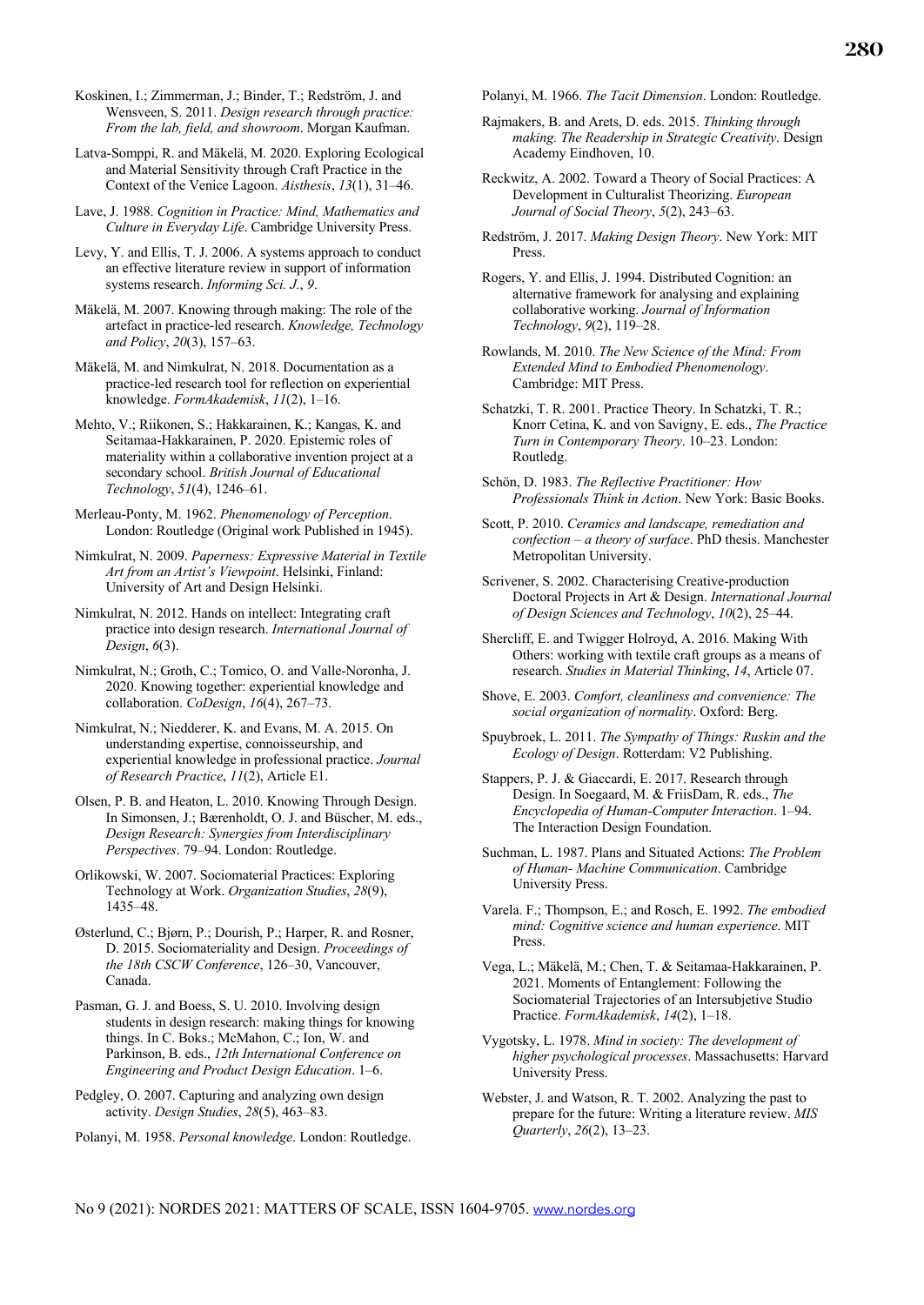Koskinen, I.; Zimmerman, J.; Binder, T.; Redström, J. and Wensveen, S. 2011. *Design research through practice: From the lab, field, and showroom*. Morgan Kaufman.

Latva-Somppi, R. and Mäkelä, M. 2020. Exploring Ecological and Material Sensitivity through Craft Practice in the Context of the Venice Lagoon. *Aisthesis*, *13*(1), 31–46.

Lave, J. 1988. *Cognition in Practice: Mind, Mathematics and Culture in Everyday Life*. Cambridge University Press.

Levy, Y. and Ellis, T. J. 2006. A systems approach to conduct an effective literature review in support of information systems research. *Informing Sci. J.*, *9*.

Mäkelä, M. 2007. Knowing through making: The role of the artefact in practice-led research. *Knowledge, Technology and Policy*, *20*(3), 157–63.

Mäkelä, M. and Nimkulrat, N. 2018. Documentation as a practice-led research tool for reflection on experiential knowledge. *FormAkademisk*, *11*(2), 1–16.

Mehto, V.; Riikonen, S.; Hakkarainen, K.; Kangas, K. and Seitamaa-Hakkarainen, P. 2020. Epistemic roles of materiality within a collaborative invention project at a secondary school. *British Journal of Educational Technology*, *51*(4), 1246–61.

Merleau-Ponty, M. 1962. *Phenomenology of Perception*. London: Routledge (Original work Published in 1945).

Nimkulrat, N. 2009. *Paperness: Expressive Material in Textile Art from an Artist's Viewpoint*. Helsinki, Finland: University of Art and Design Helsinki.

Nimkulrat, N. 2012. Hands on intellect: Integrating craft practice into design research. *International Journal of Design*, *6*(3).

Nimkulrat, N.; Groth, C.; Tomico, O. and Valle-Noronha, J. 2020. Knowing together: experiential knowledge and collaboration. *CoDesign*, *16*(4), 267–73.

Nimkulrat, N.; Niedderer, K. and Evans, M. A. 2015. On understanding expertise, connoisseurship, and experiential knowledge in professional practice. *Journal of Research Practice*, *11*(2), Article E1.

Olsen, P. B. and Heaton, L. 2010. Knowing Through Design. In Simonsen, J.; Bærenholdt, O. J. and Büscher, M. eds., *Design Research: Synergies from Interdisciplinary Perspectives*. 79–94. London: Routledge.

Orlikowski, W. 2007. Sociomaterial Practices: Exploring Technology at Work. *Organization Studies*, *28*(9), 1435–48.

Østerlund, C.; Bjørn, P.; Dourish, P.; Harper, R. and Rosner, D. 2015. Sociomateriality and Design. *Proceedings of the 18th CSCW Conference*, 126–30, Vancouver, Canada.

Pasman, G. J. and Boess, S. U. 2010. Involving design students in design research: making things for knowing things. In C. Boks.; McMahon, C.; Ion, W. and Parkinson, B. eds., *12th International Conference on Engineering and Product Design Education*. 1–6.

Pedgley, O. 2007. Capturing and analyzing own design activity. *Design Studies*, *28*(5), 463–83.

Polanyi, M. 1958. *Personal knowledge*. London: Routledge.

Polanyi, M. 1966. *The Tacit Dimension*. London: Routledge.

Rajmakers, B. and Arets, D. eds. 2015. *Thinking through making. The Readership in Strategic Creativity*. Design Academy Eindhoven, 10.

Reckwitz, A. 2002. Toward a Theory of Social Practices: A Development in Culturalist Theorizing. *European Journal of Social Theory*, *5*(2), 243–63.

Redström, J. 2017. *Making Design Theory*. New York: MIT Press.

Rogers, Y. and Ellis, J. 1994. Distributed Cognition: an alternative framework for analysing and explaining collaborative working. *Journal of Information Technology*, *9*(2), 119–28.

Rowlands, M. 2010. *The New Science of the Mind: From Extended Mind to Embodied Phenomenology*. Cambridge: MIT Press.

Schatzki, T. R. 2001. Practice Theory. In Schatzki, T. R.; Knorr Cetina, K. and von Savigny, E. eds., *The Practice Turn in Contemporary Theory*. 10–23. London: Routledg.

Schön, D. 1983. *The Reflective Practitioner: How Professionals Think in Action*. New York: Basic Books.

Scott, P. 2010. *Ceramics and landscape, remediation and confection – a theory of surface*. PhD thesis. Manchester Metropolitan University.

Scrivener, S. 2002. Characterising Creative-production Doctoral Projects in Art & Design. *International Journal of Design Sciences and Technology*, *10*(2), 25–44.

Shercliff, E. and Twigger Holroyd, A. 2016. Making With Others: working with textile craft groups as a means of research. *Studies in Material Thinking*, *14*, Article 07.

Shove, E. 2003. *Comfort, cleanliness and convenience: The social organization of normality*. Oxford: Berg.

Spuybroek, L. 2011. *The Sympathy of Things: Ruskin and the Ecology of Design*. Rotterdam: V2 Publishing.

Stappers, P. J. & Giaccardi, E. 2017. Research through Design. In Soegaard, M. & FriisDam, R. eds., *The Encyclopedia of Human-Computer Interaction*. 1–94. The Interaction Design Foundation.

Suchman, L. 1987. Plans and Situated Actions: *The Problem of Human- Machine Communication*. Cambridge University Press.

Varela. F.; Thompson, E.; and Rosch, E. 1992. *The embodied mind: Cognitive science and human experience*. MIT Press.

Vega, L.; Mäkelä, M.; Chen, T. & Seitamaa-Hakkarainen, P. 2021. Moments of Entanglement: Following the Sociomaterial Trajectories of an Intersubjetive Studio Practice. *FormAkademisk*, *14*(2), 1–18.

Vygotsky, L. 1978. *Mind in society: The development of higher psychological processes*. Massachusetts: Harvard University Press.

Webster, J. and Watson, R. T. 2002. Analyzing the past to prepare for the future: Writing a literature review. *MIS Quarterly*, *26*(2), 13–23.